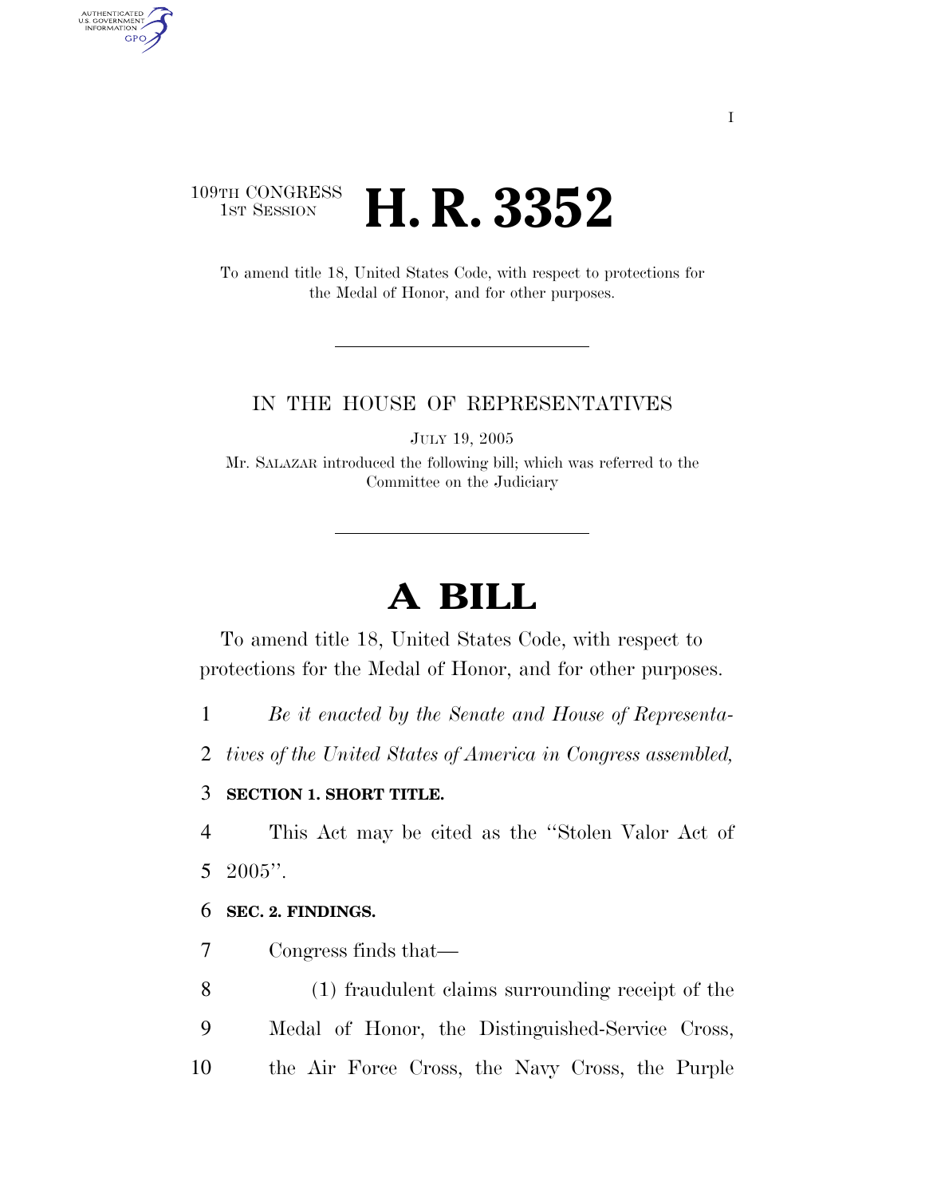109TH CONGRESS
1ST SESSION

# H. R. 3352

To amend title 18, United States Code, with respect to protections for the Medal of Honor, and for other purposes.

IN THE HOUSE OF REPRESENTATIVES

JULY 19, 2005

Mr. SALAZAR introduced the following bill; which was referred to the Committee on the Judiciary

# A BILL

To amend title 18, United States Code, with respect to protections for the Medal of Honor, and for other purposes.

*Be it enacted by the Senate and House of Representatives of the United States of America in Congress assembled,*

**SECTION 1. SHORT TITLE.**

This Act may be cited as the "Stolen Valor Act of 2005".

**SEC. 2. FINDINGS.**

Congress finds that—

(1) fraudulent claims surrounding receipt of the Medal of Honor, the Distinguished-Service Cross, the Air Force Cross, the Navy Cross, the Purple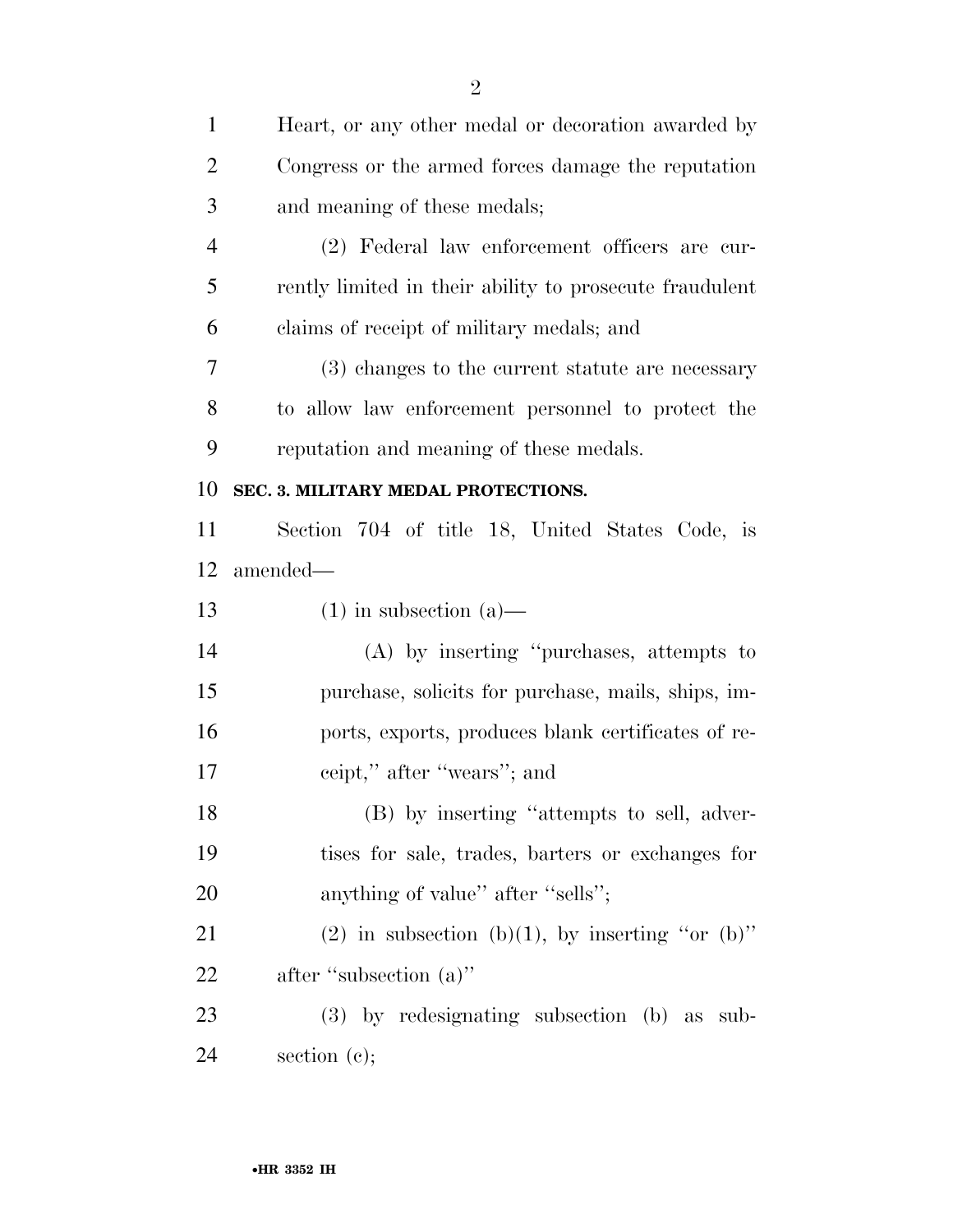Heart, or any other medal or decoration awarded by Congress or the armed forces damage the reputation and meaning of these medals;

(2) Federal law enforcement officers are currently limited in their ability to prosecute fraudulent claims of receipt of military medals; and

(3) changes to the current statute are necessary to allow law enforcement personnel to protect the reputation and meaning of these medals.

**SEC. 3. MILITARY MEDAL PROTECTIONS.**

Section 704 of title 18, United States Code, is amended—

(1) in subsection (a)—

(A) by inserting ''purchases, attempts to purchase, solicits for purchase, mails, ships, imports, exports, produces blank certificates of receipt,'' after ''wears''; and

(B) by inserting ''attempts to sell, advertises for sale, trades, barters or exchanges for anything of value'' after ''sells'';

(2) in subsection (b)(1), by inserting ''or (b)'' after ''subsection (a)''

(3) by redesignating subsection (b) as subsection (c);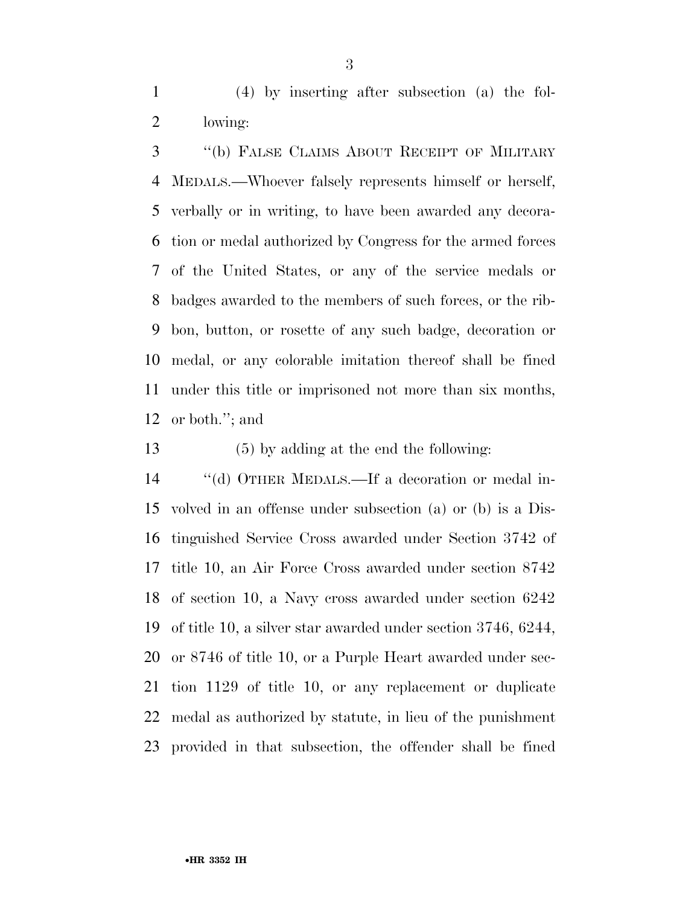(4) by inserting after subsection (a) the following:

"(b) FALSE CLAIMS ABOUT RECEIPT OF MILITARY MEDALS.—Whoever falsely represents himself or herself, verbally or in writing, to have been awarded any decoration or medal authorized by Congress for the armed forces of the United States, or any of the service medals or badges awarded to the members of such forces, or the ribbon, button, or rosette of any such badge, decoration or medal, or any colorable imitation thereof shall be fined under this title or imprisoned not more than six months, or both."; and

(5) by adding at the end the following:

"(d) OTHER MEDALS.—If a decoration or medal involved in an offense under subsection (a) or (b) is a Distinguished Service Cross awarded under Section 3742 of title 10, an Air Force Cross awarded under section 8742 of section 10, a Navy cross awarded under section 6242 of title 10, a silver star awarded under section 3746, 6244, or 8746 of title 10, or a Purple Heart awarded under section 1129 of title 10, or any replacement or duplicate medal as authorized by statute, in lieu of the punishment provided in that subsection, the offender shall be fined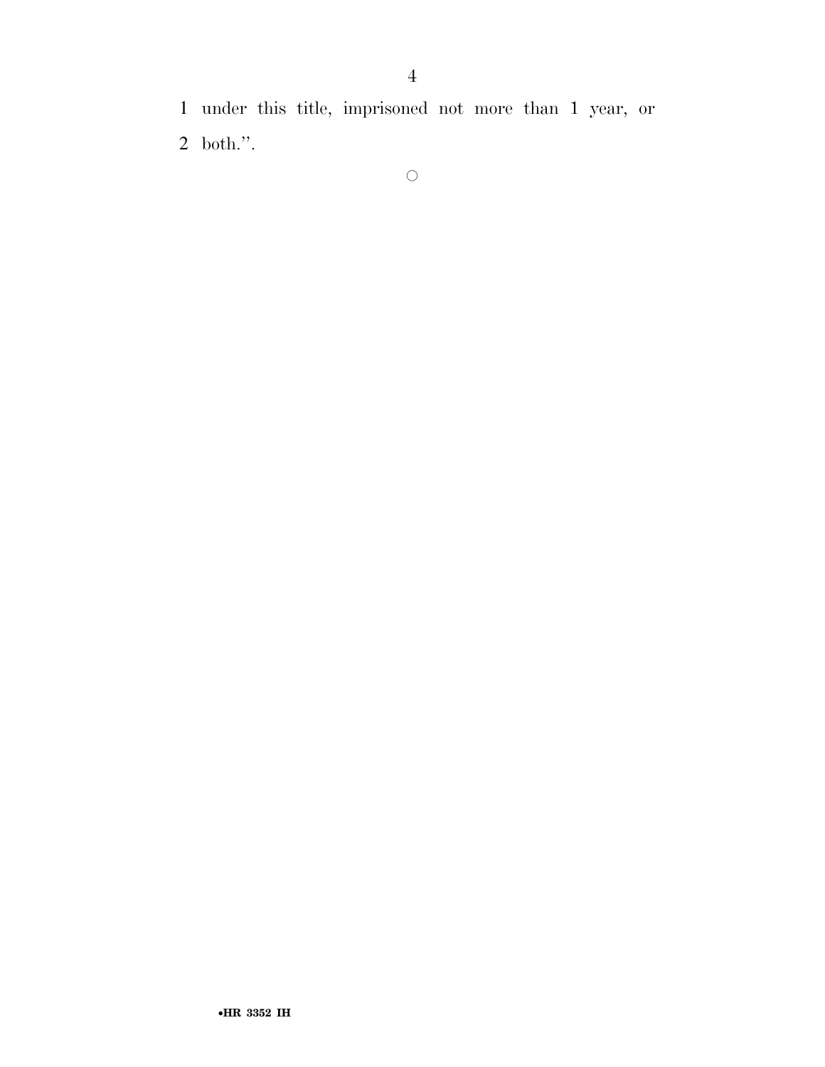under this title, imprisoned not more than 1 year, or both.''.

○